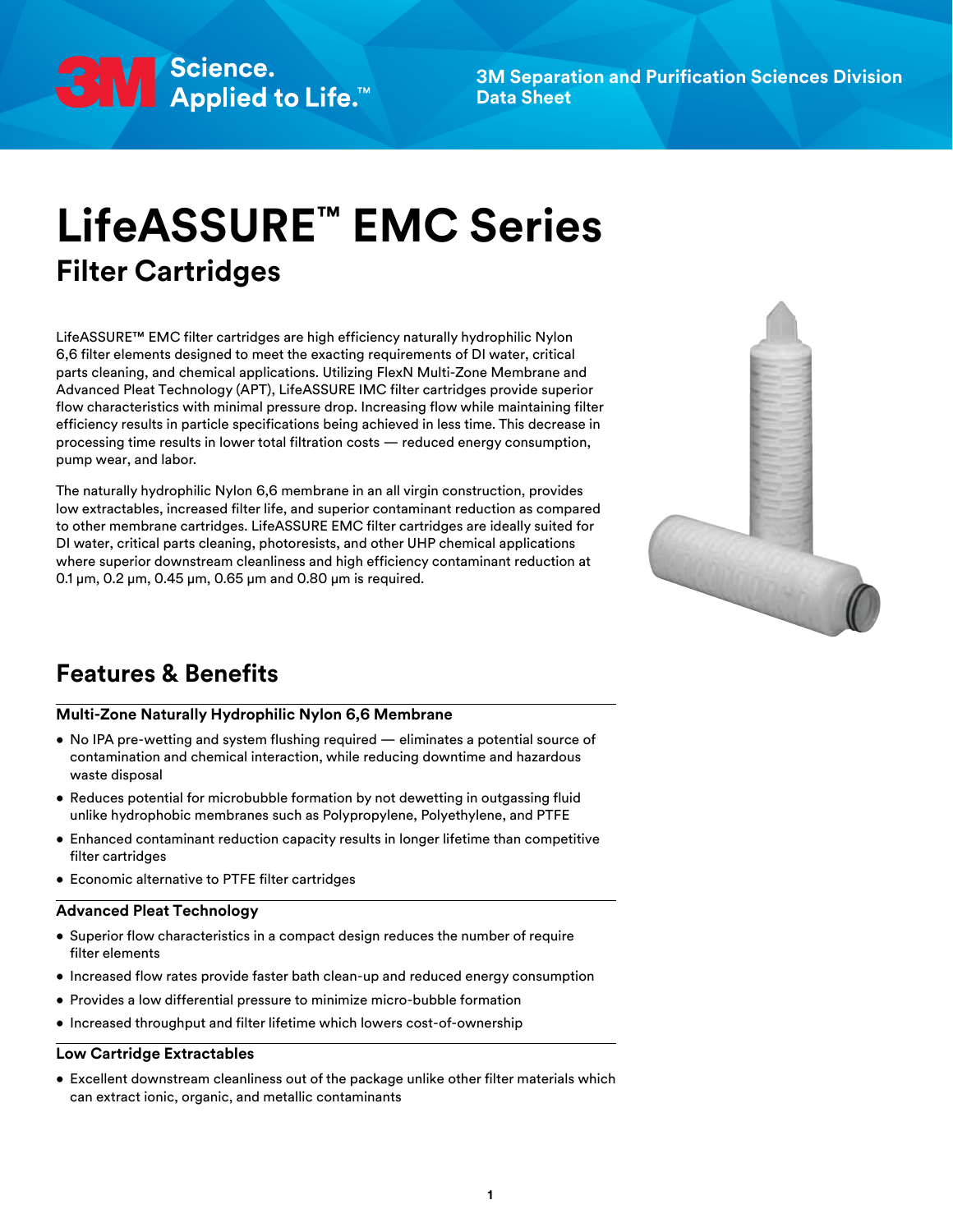3M Separation and Purification Sciences Division
Data Sheet

# LifeASSURE™ EMC Series

## Filter Cartridges

LifeASSURE™ EMC filter cartridges are high efficiency naturally hydrophilic Nylon 6,6 filter elements designed to meet the exacting requirements of DI water, critical parts cleaning, and chemical applications. Utilizing FlexN Multi-Zone Membrane and Advanced Pleat Technology (APT), LifeASSURE IMC filter cartridges provide superior flow characteristics with minimal pressure drop. Increasing flow while maintaining filter efficiency results in particle specifications being achieved in less time. This decrease in processing time results in lower total filtration costs — reduced energy consumption, pump wear, and labor.

The naturally hydrophilic Nylon 6,6 membrane in an all virgin construction, provides low extractables, increased filter life, and superior contaminant reduction as compared to other membrane cartridges. LifeASSURE EMC filter cartridges are ideally suited for DI water, critical parts cleaning, photoresists, and other UHP chemical applications where superior downstream cleanliness and high efficiency contaminant reduction at 0.1 µm, 0.2 µm, 0.45 µm, 0.65 µm and 0.80 µm is required.

## Features & Benefits

### Multi-Zone Naturally Hydrophilic Nylon 6,6 Membrane

- No IPA pre-wetting and system flushing required — eliminates a potential source of contamination and chemical interaction, while reducing downtime and hazardous waste disposal
- Reduces potential for microbubble formation by not dewetting in outgassing fluid unlike hydrophobic membranes such as Polypropylene, Polyethylene, and PTFE
- Enhanced contaminant reduction capacity results in longer lifetime than competitive filter cartridges
- Economic alternative to PTFE filter cartridges

### Advanced Pleat Technology

- Superior flow characteristics in a compact design reduces the number of require filter elements
- Increased flow rates provide faster bath clean-up and reduced energy consumption
- Provides a low differential pressure to minimize micro-bubble formation
- Increased throughput and filter lifetime which lowers cost-of-ownership

### Low Cartridge Extractables

- Excellent downstream cleanliness out of the package unlike other filter materials which can extract ionic, organic, and metallic contaminants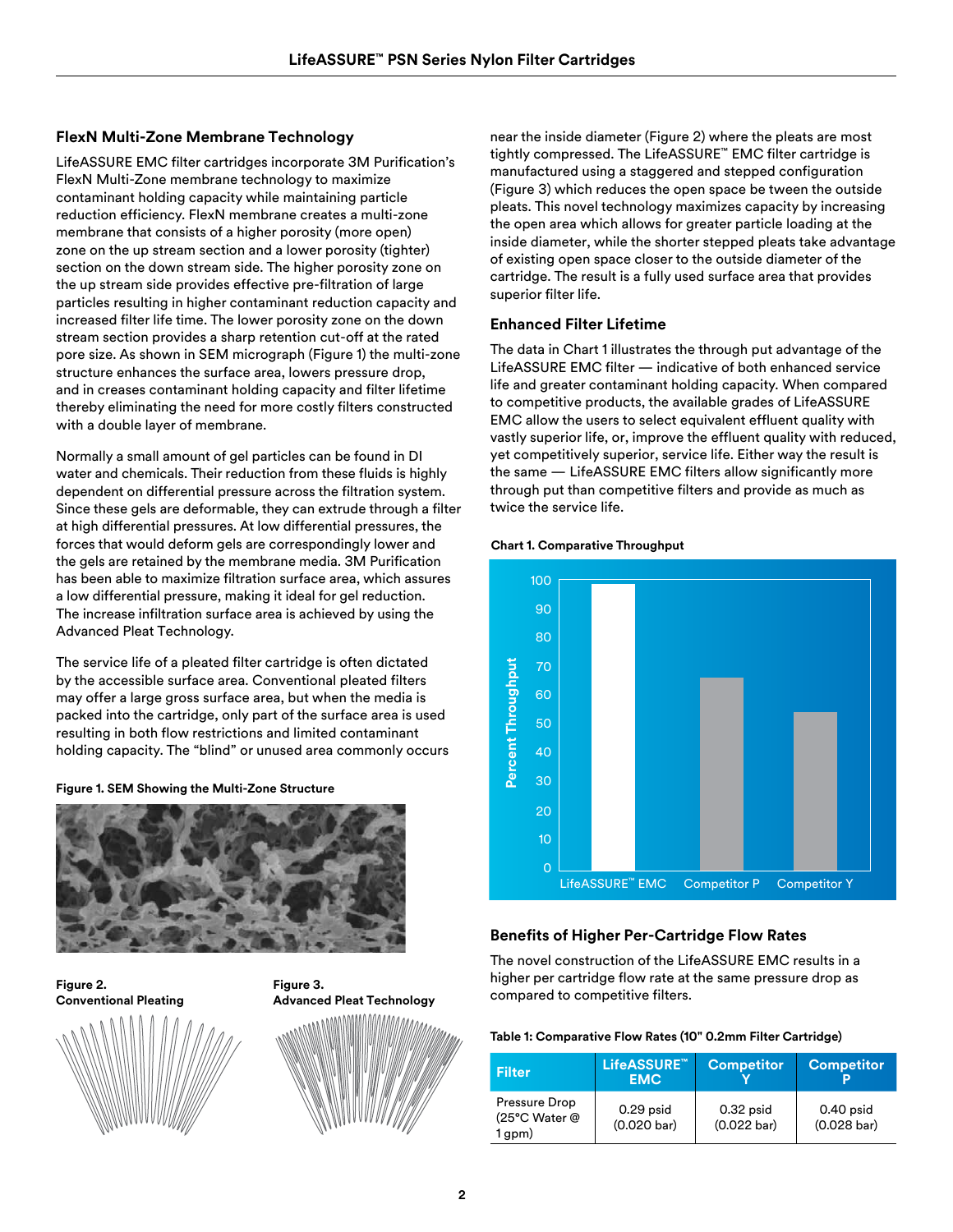## FlexN Multi-Zone Membrane Technology

LifeASSURE EMC filter cartridges incorporate 3M Purification's FlexN Multi-Zone membrane technology to maximize contaminant holding capacity while maintaining particle reduction efficiency. FlexN membrane creates a multi-zone membrane that consists of a higher porosity (more open) zone on the up stream section and a lower porosity (tighter) section on the down stream side. The higher porosity zone on the up stream side provides effective pre-filtration of large particles resulting in higher contaminant reduction capacity and increased filter life time. The lower porosity zone on the down stream section provides a sharp retention cut-off at the rated pore size. As shown in SEM micrograph (Figure 1) the multi-zone structure enhances the surface area, lowers pressure drop, and in creases contaminant holding capacity and filter lifetime thereby eliminating the need for more costly filters constructed with a double layer of membrane.

Normally a small amount of gel particles can be found in DI water and chemicals. Their reduction from these fluids is highly dependent on differential pressure across the filtration system. Since these gels are deformable, they can extrude through a filter at high differential pressures. At low differential pressures, the forces that would deform gels are correspondingly lower and the gels are retained by the membrane media. 3M Purification has been able to maximize filtration surface area, which assures a low differential pressure, making it ideal for gel reduction. The increase infiltration surface area is achieved by using the Advanced Pleat Technology.

The service life of a pleated filter cartridge is often dictated by the accessible surface area. Conventional pleated filters may offer a large gross surface area, but when the media is packed into the cartridge, only part of the surface area is used resulting in both flow restrictions and limited contaminant holding capacity. The "blind" or unused area commonly occurs near the inside diameter (Figure 2) where the pleats are most tightly compressed. The LifeASSURE™ EMC filter cartridge is manufactured using a staggered and stepped configuration (Figure 3) which reduces the open space be tween the outside pleats. This novel technology maximizes capacity by increasing the open area which allows for greater particle loading at the inside diameter, while the shorter stepped pleats take advantage of existing open space closer to the outside diameter of the cartridge. The result is a fully used surface area that provides superior filter life.

**Figure 1. SEM Showing the Multi-Zone Structure**

**Figure 2. Conventional Pleating**

**Figure 3. Advanced Pleat Technology**

## Enhanced Filter Lifetime

The data in Chart 1 illustrates the through put advantage of the LifeASSURE EMC filter — indicative of both enhanced service life and greater contaminant holding capacity. When compared to competitive products, the available grades of LifeASSURE EMC allow the users to select equivalent effluent quality with vastly superior life, or, improve the effluent quality with reduced, yet competitively superior, service life. Either way the result is the same — LifeASSURE EMC filters allow significantly more through put than competitive filters and provide as much as twice the service life.

**Chart 1. Comparative Throughput**

## Benefits of Higher Per-Cartridge Flow Rates

The novel construction of the LifeASSURE EMC results in a higher per cartridge flow rate at the same pressure drop as compared to competitive filters.

**Table 1: Comparative Flow Rates (10" 0.2mm Filter Cartridge)**

| Filter | LifeASSURE™ EMC | Competitor Y | Competitor P |
|---|---|---|---|
| Pressure Drop (25°C Water @ 1 gpm) | 0.29 psid (0.020 bar) | 0.32 psid (0.022 bar) | 0.40 psid (0.028 bar) |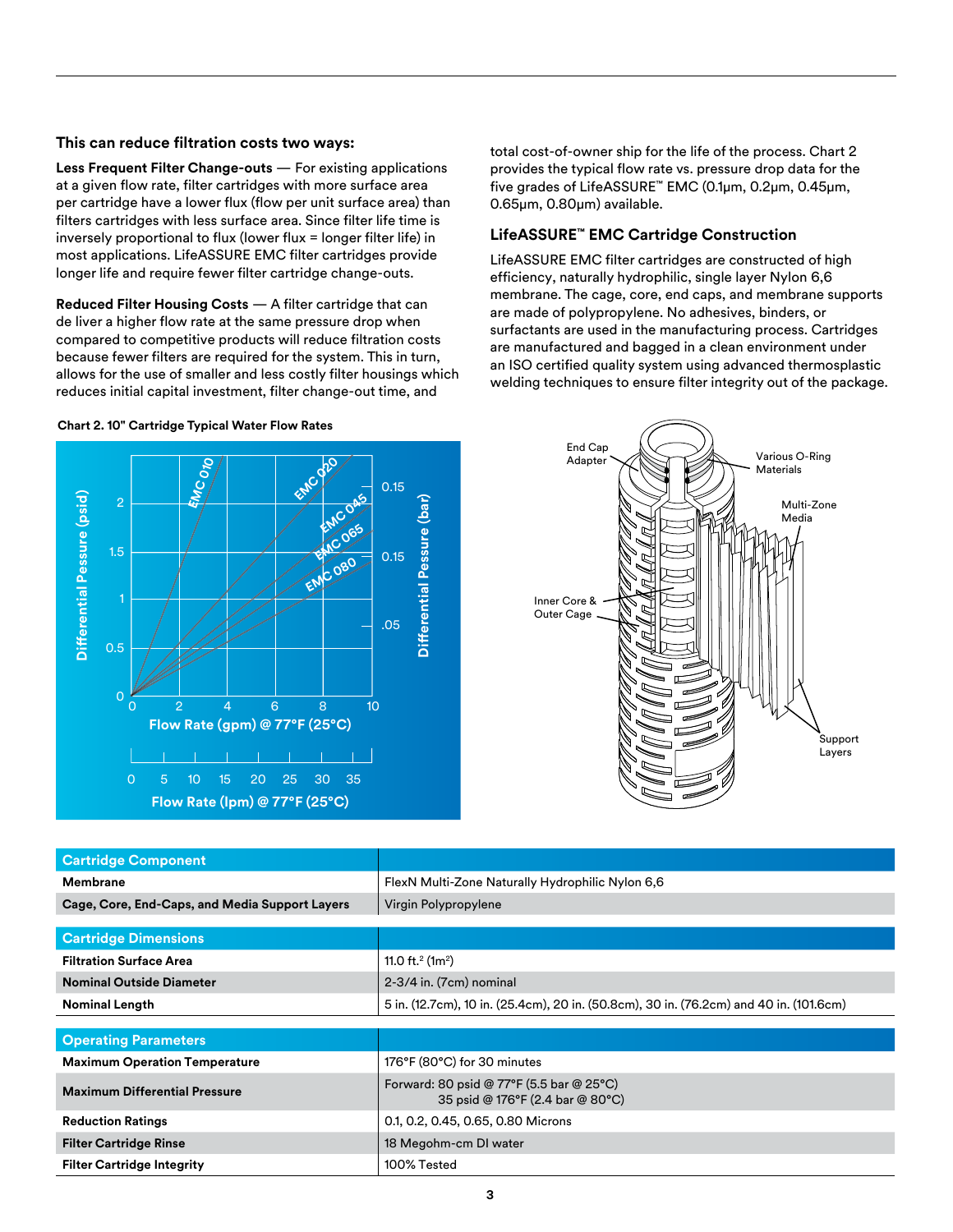### This can reduce filtration costs two ways:

**Less Frequent Filter Change-outs** — For existing applications at a given flow rate, filter cartridges with more surface area per cartridge have a lower flux (flow per unit surface area) than filters cartridges with less surface area. Since filter life time is inversely proportional to flux (lower flux = longer filter life) in most applications. LifeASSURE EMC filter cartridges provide longer life and require fewer filter cartridge change-outs.

**Reduced Filter Housing Costs** — A filter cartridge that can de liver a higher flow rate at the same pressure drop when compared to competitive products will reduce filtration costs because fewer filters are required for the system. This in turn, allows for the use of smaller and less costly filter housings which reduces initial capital investment, filter change-out time, and total cost-of-owner ship for the life of the process. Chart 2 provides the typical flow rate vs. pressure drop data for the five grades of LifeASSURE™ EMC (0.1µm, 0.2µm, 0.45µm, 0.65µm, 0.80µm) available.

### LifeASSURE™ EMC Cartridge Construction

LifeASSURE EMC filter cartridges are constructed of high efficiency, naturally hydrophilic, single layer Nylon 6,6 membrane. The cage, core, end caps, and membrane supports are made of polypropylene. No adhesives, binders, or surfactants are used in the manufacturing process. Cartridges are manufactured and bagged in a clean environment under an ISO certified quality system using advanced thermosplastic welding techniques to ensure filter integrity out of the package.

**Chart 2. 10" Cartridge Typical Water Flow Rates**

| Cartridge Component | |
|---|---|
| **Membrane** | FlexN Multi-Zone Naturally Hydrophilic Nylon 6,6 |
| **Cage, Core, End-Caps, and Media Support Layers** | Virgin Polypropylene |

| Cartridge Dimensions | |
|---|---|
| **Filtration Surface Area** | 11.0 ft.$^2$ (1m$^2$) |
| **Nominal Outside Diameter** | 2-3/4 in. (7cm) nominal |
| **Nominal Length** | 5 in. (12.7cm), 10 in. (25.4cm), 20 in. (50.8cm), 30 in. (76.2cm) and 40 in. (101.6cm) |

| Operating Parameters | |
|---|---|
| **Maximum Operation Temperature** | 176°F (80°C) for 30 minutes |
| **Maximum Differential Pressure** | Forward: 80 psid @ 77°F (5.5 bar @ 25°C) 35 psid @ 176°F (2.4 bar @ 80°C) |
| **Reduction Ratings** | 0.1, 0.2, 0.45, 0.65, 0.80 Microns |
| **Filter Cartridge Rinse** | 18 Megohm-cm DI water |
| **Filter Cartridge Integrity** | 100% Tested |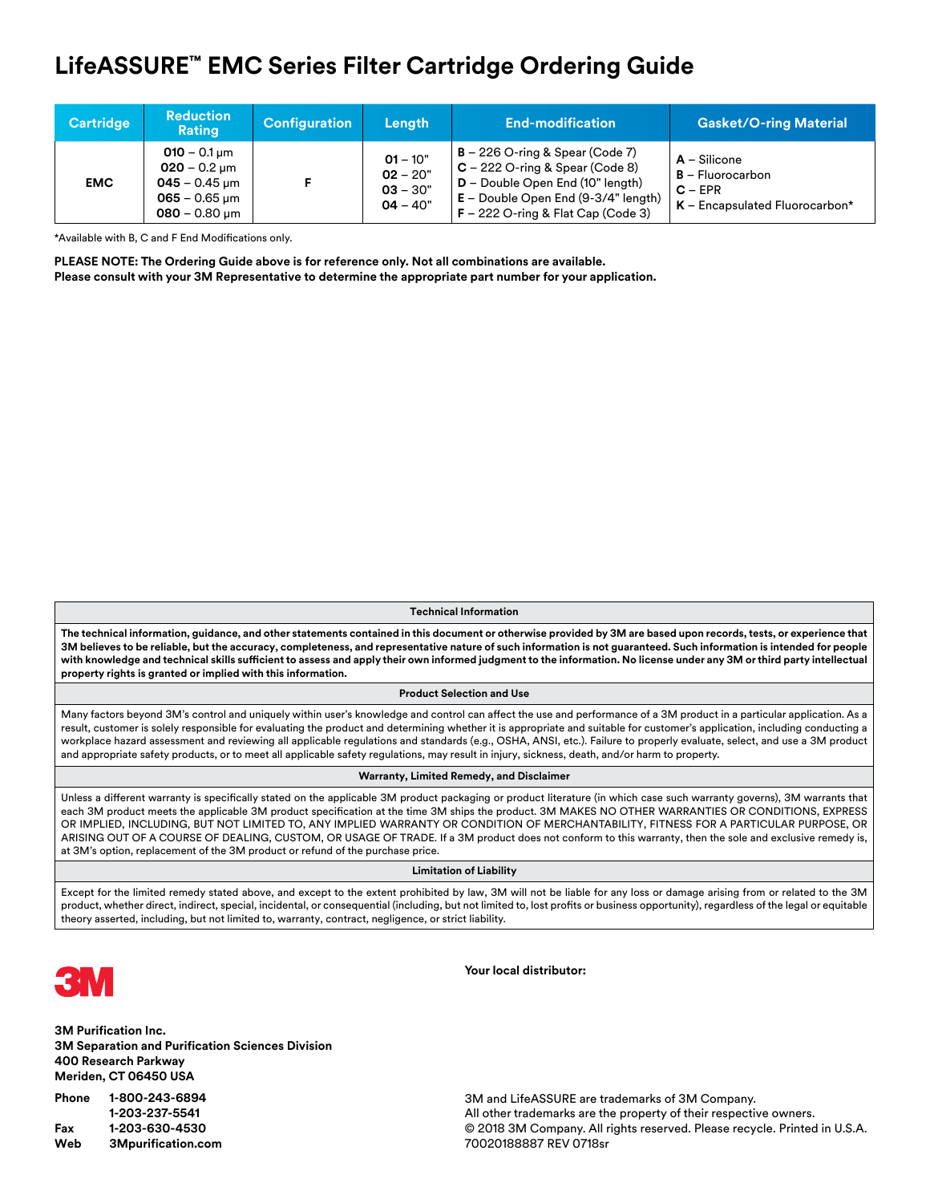# LifeASSURE™ EMC Series Filter Cartridge Ordering Guide

| Cartridge | Reduction Rating | Configuration | Length | End-modification | Gasket/O-ring Material |
|---|---|---|---|---|---|
| EMC | **010** – 0.1 µm<br>**020** – 0.2 µm<br>**045** – 0.45 µm<br>**065** – 0.65 µm<br>**080** – 0.80 µm | F | **01** – 10"<br>**02** – 20"<br>**03** – 30"<br>**04** – 40" | **B** – 226 O-ring & Spear (Code 7)<br>**C** – 222 O-ring & Spear (Code 8)<br>**D** – Double Open End (10" length)<br>**E** – Double Open End (9-3/4" length)<br>**F** – 222 O-ring & Flat Cap (Code 3) | **A** – Silicone<br>**B** – Fluorocarbon<br>**C** – EPR<br>**K** – Encapsulated Fluorocarbon* |

*Available with B, C and F End Modifications only.

**PLEASE NOTE: The Ordering Guide above is for reference only. Not all combinations are available.**
**Please consult with your 3M Representative to determine the appropriate part number for your application.**

**Technical Information**

**The technical information, guidance, and other statements contained in this document or otherwise provided by 3M are based upon records, tests, or experience that 3M believes to be reliable, but the accuracy, completeness, and representative nature of such information is not guaranteed. Such information is intended for people with knowledge and technical skills sufficient to assess and apply their own informed judgment to the information. No license under any 3M or third party intellectual property rights is granted or implied with this information.**

**Product Selection and Use**

Many factors beyond 3M's control and uniquely within user's knowledge and control can affect the use and performance of a 3M product in a particular application. As a result, customer is solely responsible for evaluating the product and determining whether it is appropriate and suitable for customer's application, including conducting a workplace hazard assessment and reviewing all applicable regulations and standards (e.g., OSHA, ANSI, etc.). Failure to properly evaluate, select, and use a 3M product and appropriate safety products, or to meet all applicable safety regulations, may result in injury, sickness, death, and/or harm to property.

**Warranty, Limited Remedy, and Disclaimer**

Unless a different warranty is specifically stated on the applicable 3M product packaging or product literature (in which case such warranty governs), 3M warrants that each 3M product meets the applicable 3M product specification at the time 3M ships the product. 3M MAKES NO OTHER WARRANTIES OR CONDITIONS, EXPRESS OR IMPLIED, INCLUDING, BUT NOT LIMITED TO, ANY IMPLIED WARRANTY OR CONDITION OF MERCHANTABILITY, FITNESS FOR A PARTICULAR PURPOSE, OR ARISING OUT OF A COURSE OF DEALING, CUSTOM, OR USAGE OF TRADE. If a 3M product does not conform to this warranty, then the sole and exclusive remedy is, at 3M's option, replacement of the 3M product or refund of the purchase price.

**Limitation of Liability**

Except for the limited remedy stated above, and except to the extent prohibited by law, 3M will not be liable for any loss or damage arising from or related to the 3M product, whether direct, indirect, special, incidental, or consequential (including, but not limited to, lost profits or business opportunity), regardless of the legal or equitable theory asserted, including, but not limited to, warranty, contract, negligence, or strict liability.

3M

**3M Purification Inc.**
**3M Separation and Purification Sciences Division**
**400 Research Parkway**
**Meriden, CT 06450 USA**

**Phone** 1-800-243-6894
1-203-237-5541
**Fax** 1-203-630-4530
**Web** 3Mpurification.com

**Your local distributor:**

3M and LifeASSURE are trademarks of 3M Company.
All other trademarks are the property of their respective owners.
© 2018 3M Company. All rights reserved. Please recycle. Printed in U.S.A.
70020188887 REV 0718sr